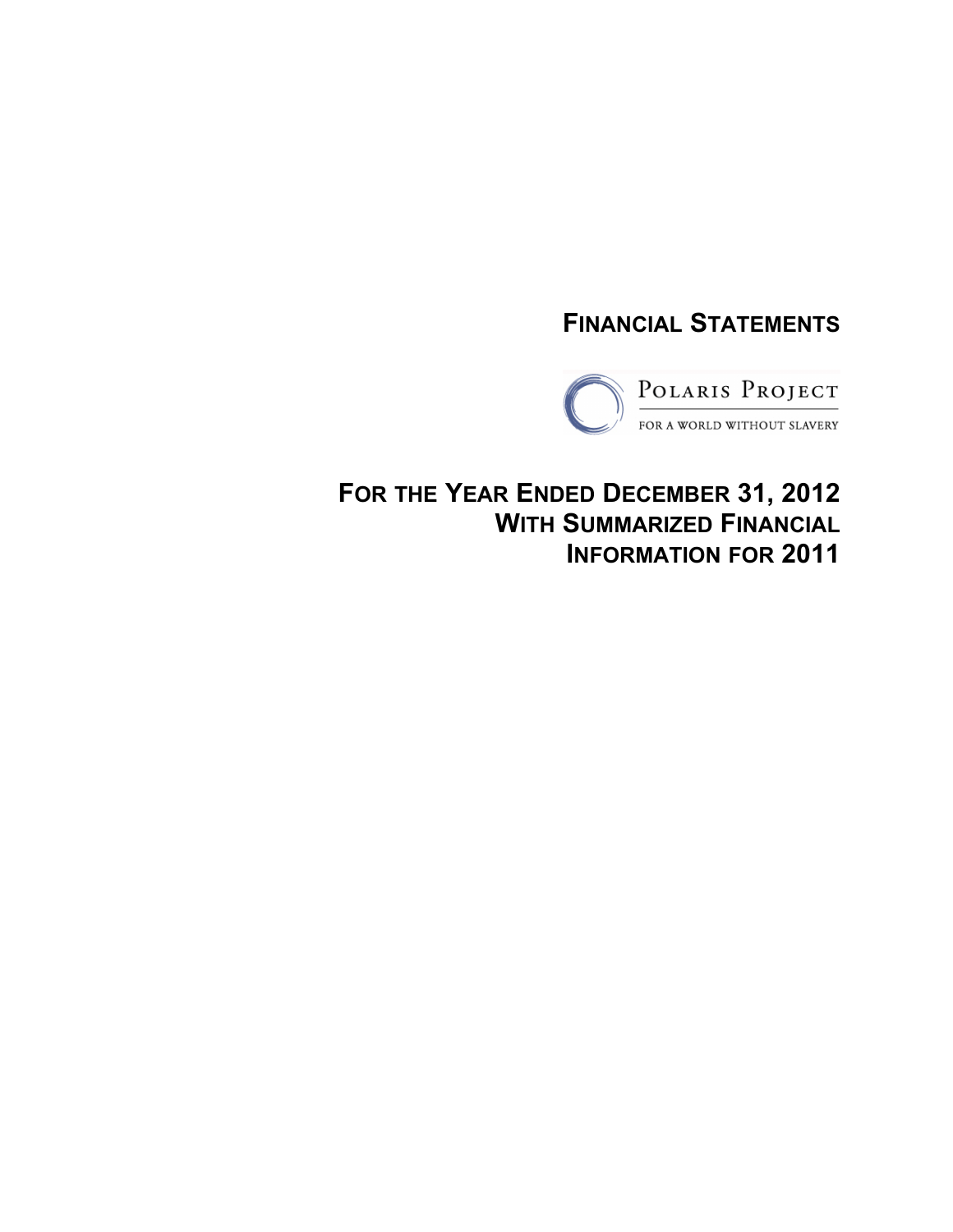# FINANCIAL STATEMENTS

POLARIS PROJECT

FOR A WORLD WITHOUT SLAVERY

## FOR THE YEAR ENDED DECEMBER 31, 2012
## WITH SUMMARIZED FINANCIAL INFORMATION FOR 2011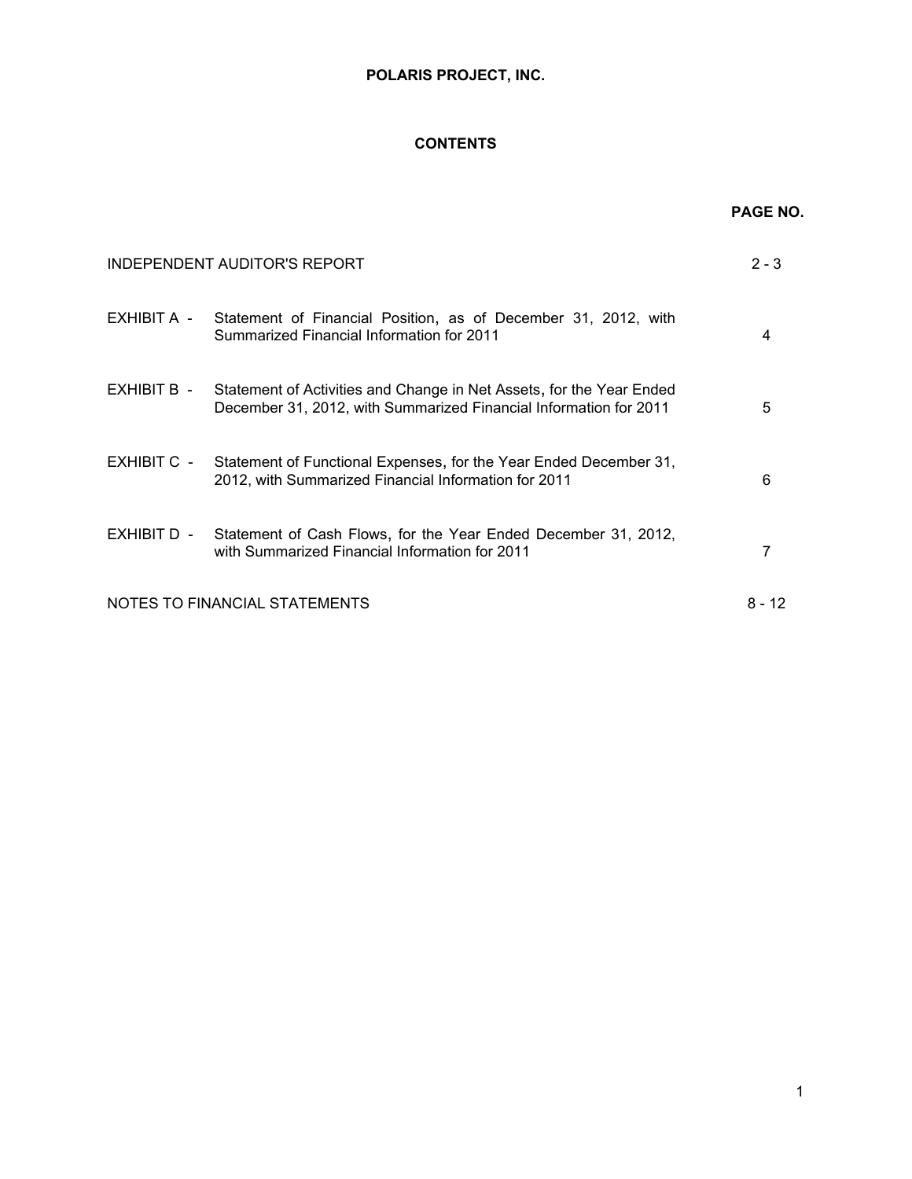# POLARIS PROJECT, INC.

## CONTENTS

| | | PAGE NO. |
|---|---|---|
| INDEPENDENT AUDITOR'S REPORT | | 2 - 3 |
| EXHIBIT A - | Statement of Financial Position, as of December 31, 2012, with Summarized Financial Information for 2011 | 4 |
| EXHIBIT B - | Statement of Activities and Change in Net Assets, for the Year Ended December 31, 2012, with Summarized Financial Information for 2011 | 5 |
| EXHIBIT C - | Statement of Functional Expenses, for the Year Ended December 31, 2012, with Summarized Financial Information for 2011 | 6 |
| EXHIBIT D - | Statement of Cash Flows, for the Year Ended December 31, 2012, with Summarized Financial Information for 2011 | 7 |
| NOTES TO FINANCIAL STATEMENTS | | 8 - 12 |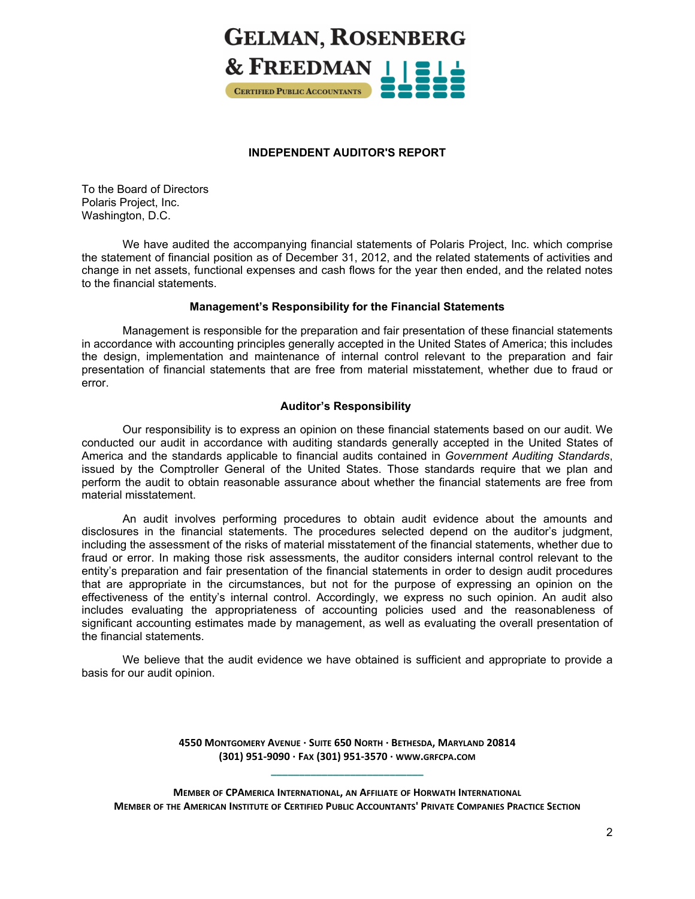**GELMAN, ROSENBERG & FREEDMAN**

CERTIFIED PUBLIC ACCOUNTANTS

## INDEPENDENT AUDITOR'S REPORT

To the Board of Directors
Polaris Project, Inc.
Washington, D.C.

We have audited the accompanying financial statements of Polaris Project, Inc. which comprise the statement of financial position as of December 31, 2012, and the related statements of activities and change in net assets, functional expenses and cash flows for the year then ended, and the related notes to the financial statements.

### Management's Responsibility for the Financial Statements

Management is responsible for the preparation and fair presentation of these financial statements in accordance with accounting principles generally accepted in the United States of America; this includes the design, implementation and maintenance of internal control relevant to the preparation and fair presentation of financial statements that are free from material misstatement, whether due to fraud or error.

### Auditor's Responsibility

Our responsibility is to express an opinion on these financial statements based on our audit. We conducted our audit in accordance with auditing standards generally accepted in the United States of America and the standards applicable to financial audits contained in *Government Auditing Standards*, issued by the Comptroller General of the United States. Those standards require that we plan and perform the audit to obtain reasonable assurance about whether the financial statements are free from material misstatement.

An audit involves performing procedures to obtain audit evidence about the amounts and disclosures in the financial statements. The procedures selected depend on the auditor's judgment, including the assessment of the risks of material misstatement of the financial statements, whether due to fraud or error. In making those risk assessments, the auditor considers internal control relevant to the entity's preparation and fair presentation of the financial statements in order to design audit procedures that are appropriate in the circumstances, but not for the purpose of expressing an opinion on the effectiveness of the entity's internal control. Accordingly, we express no such opinion. An audit also includes evaluating the appropriateness of accounting policies used and the reasonableness of significant accounting estimates made by management, as well as evaluating the overall presentation of the financial statements.

We believe that the audit evidence we have obtained is sufficient and appropriate to provide a basis for our audit opinion.

4550 MONTGOMERY AVENUE · SUITE 650 NORTH · BETHESDA, MARYLAND 20814
(301) 951-9090 · FAX (301) 951-3570 · WWW.GRFCPA.COM

MEMBER OF CPAMERICA INTERNATIONAL, AN AFFILIATE OF HORWATH INTERNATIONAL
MEMBER OF THE AMERICAN INSTITUTE OF CERTIFIED PUBLIC ACCOUNTANTS' PRIVATE COMPANIES PRACTICE SECTION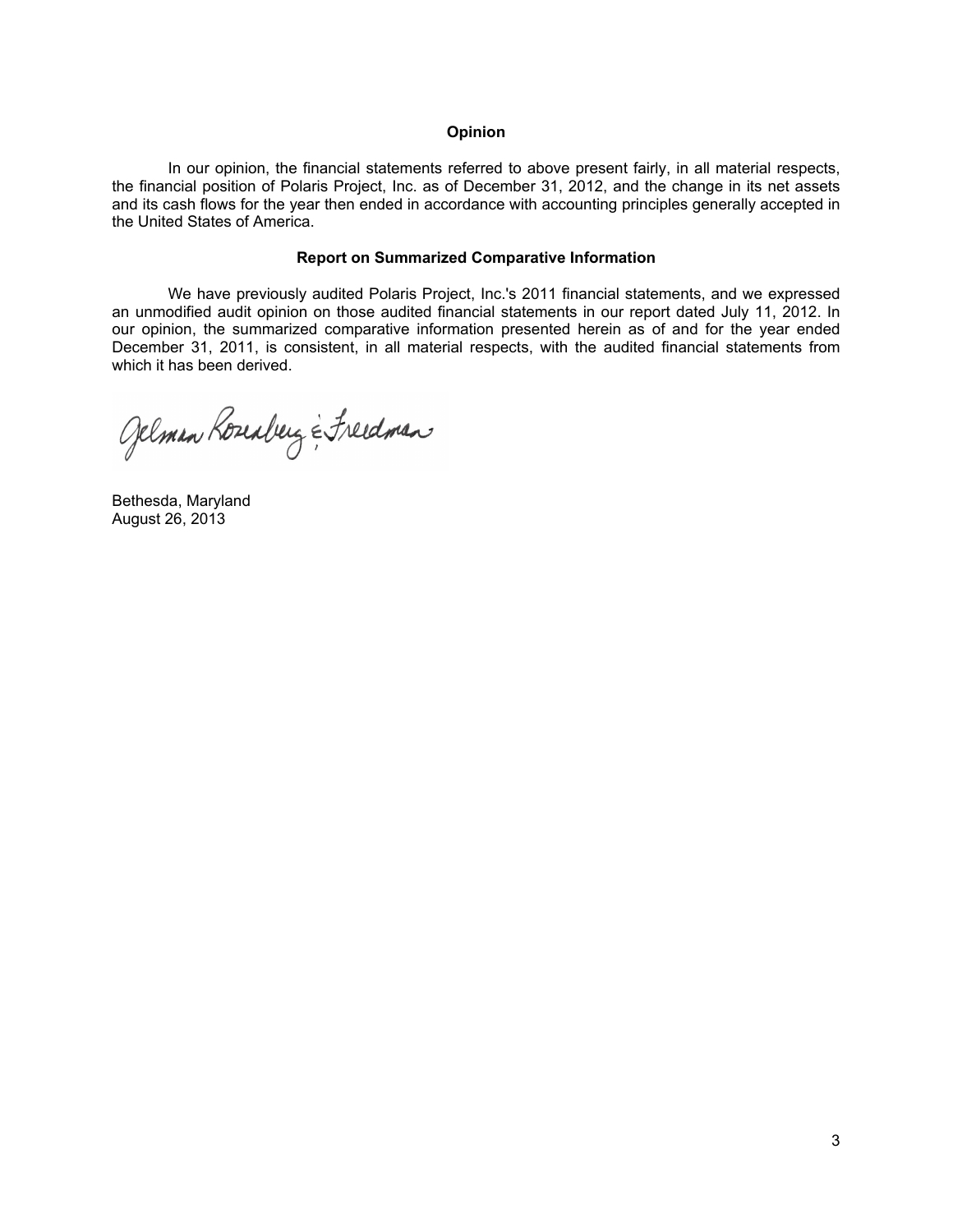### Opinion

In our opinion, the financial statements referred to above present fairly, in all material respects, the financial position of Polaris Project, Inc. as of December 31, 2012, and the change in its net assets and its cash flows for the year then ended in accordance with accounting principles generally accepted in the United States of America.

### Report on Summarized Comparative Information

We have previously audited Polaris Project, Inc.'s 2011 financial statements, and we expressed an unmodified audit opinion on those audited financial statements in our report dated July 11, 2012. In our opinion, the summarized comparative information presented herein as of and for the year ended December 31, 2011, is consistent, in all material respects, with the audited financial statements from which it has been derived.

Gelman Rosenberg & Freedman

Bethesda, Maryland
August 26, 2013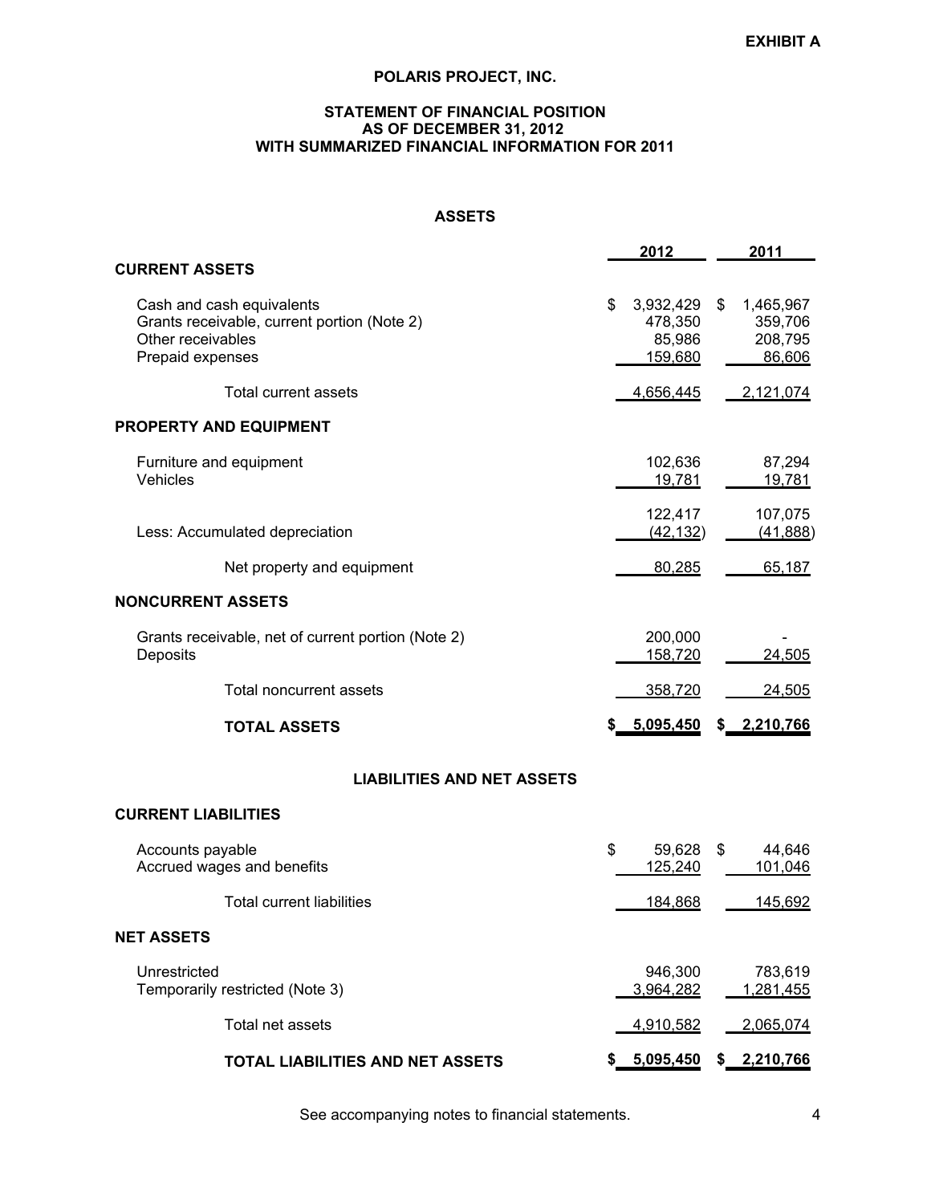**EXHIBIT A**

# POLARIS PROJECT, INC.

## STATEMENT OF FINANCIAL POSITION
## AS OF DECEMBER 31, 2012
## WITH SUMMARIZED FINANCIAL INFORMATION FOR 2011

### ASSETS

| | 2012 | 2011 |
|---|---|---|
| **CURRENT ASSETS** | | |
| Cash and cash equivalents | $ 3,932,429 | $ 1,465,967 |
| Grants receivable, current portion (Note 2) | 478,350 | 359,706 |
| Other receivables | 85,986 | 208,795 |
| Prepaid expenses | 159,680 | 86,606 |
| Total current assets | 4,656,445 | 2,121,074 |
| **PROPERTY AND EQUIPMENT** | | |
| Furniture and equipment | 102,636 | 87,294 |
| Vehicles | 19,781 | 19,781 |
| | 122,417 | 107,075 |
| Less: Accumulated depreciation | (42,132) | (41,888) |
| Net property and equipment | 80,285 | 65,187 |
| **NONCURRENT ASSETS** | | |
| Grants receivable, net of current portion (Note 2) | 200,000 | - |
| Deposits | 158,720 | 24,505 |
| Total noncurrent assets | 358,720 | 24,505 |
| **TOTAL ASSETS** | **$ 5,095,450** | **$ 2,210,766** |

### LIABILITIES AND NET ASSETS

| | 2012 | 2011 |
|---|---|---|
| **CURRENT LIABILITIES** | | |
| Accounts payable | $ 59,628 | $ 44,646 |
| Accrued wages and benefits | 125,240 | 101,046 |
| Total current liabilities | 184,868 | 145,692 |
| **NET ASSETS** | | |
| Unrestricted | 946,300 | 783,619 |
| Temporarily restricted (Note 3) | 3,964,282 | 1,281,455 |
| Total net assets | 4,910,582 | 2,065,074 |
| **TOTAL LIABILITIES AND NET ASSETS** | **$ 5,095,450** | **$ 2,210,766** |

See accompanying notes to financial statements.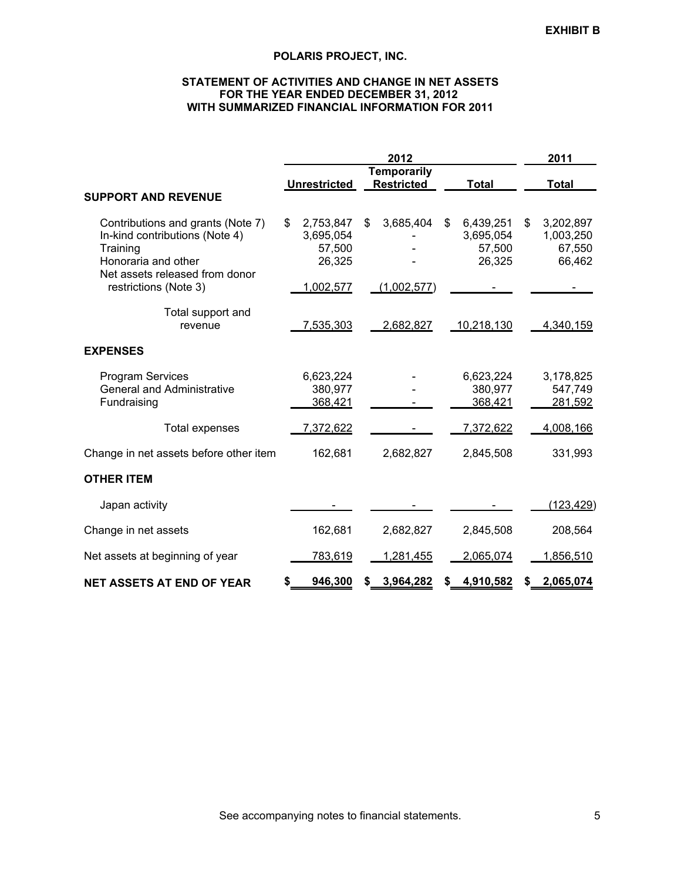EXHIBIT B

# POLARIS PROJECT, INC.

## STATEMENT OF ACTIVITIES AND CHANGE IN NET ASSETS FOR THE YEAR ENDED DECEMBER 31, 2012 WITH SUMMARIZED FINANCIAL INFORMATION FOR 2011

| | 2012 | | | 2011 |
|---|---|---|---|---|
| | Unrestricted | Temporarily Restricted | Total | Total |
| **SUPPORT AND REVENUE** | | | | |
| Contributions and grants (Note 7) | $ 2,753,847 | $ 3,685,404 | $ 6,439,251 | $ 3,202,897 |
| In-kind contributions (Note 4) | 3,695,054 | - | 3,695,054 | 1,003,250 |
| Training | 57,500 | - | 57,500 | 67,550 |
| Honoraria and other | 26,325 | - | 26,325 | 66,462 |
| Net assets released from donor restrictions (Note 3) | 1,002,577 | (1,002,577) | - | - |
| Total support and revenue | 7,535,303 | 2,682,827 | 10,218,130 | 4,340,159 |
| **EXPENSES** | | | | |
| Program Services | 6,623,224 | - | 6,623,224 | 3,178,825 |
| General and Administrative | 380,977 | - | 380,977 | 547,749 |
| Fundraising | 368,421 | - | 368,421 | 281,592 |
| Total expenses | 7,372,622 | - | 7,372,622 | 4,008,166 |
| Change in net assets before other item | 162,681 | 2,682,827 | 2,845,508 | 331,993 |
| **OTHER ITEM** | | | | |
| Japan activity | - | - | - | (123,429) |
| Change in net assets | 162,681 | 2,682,827 | 2,845,508 | 208,564 |
| Net assets at beginning of year | 783,619 | 1,281,455 | 2,065,074 | 1,856,510 |
| **NET ASSETS AT END OF YEAR** | **$ 946,300** | **$ 3,964,282** | **$ 4,910,582** | **$ 2,065,074** |

See accompanying notes to financial statements.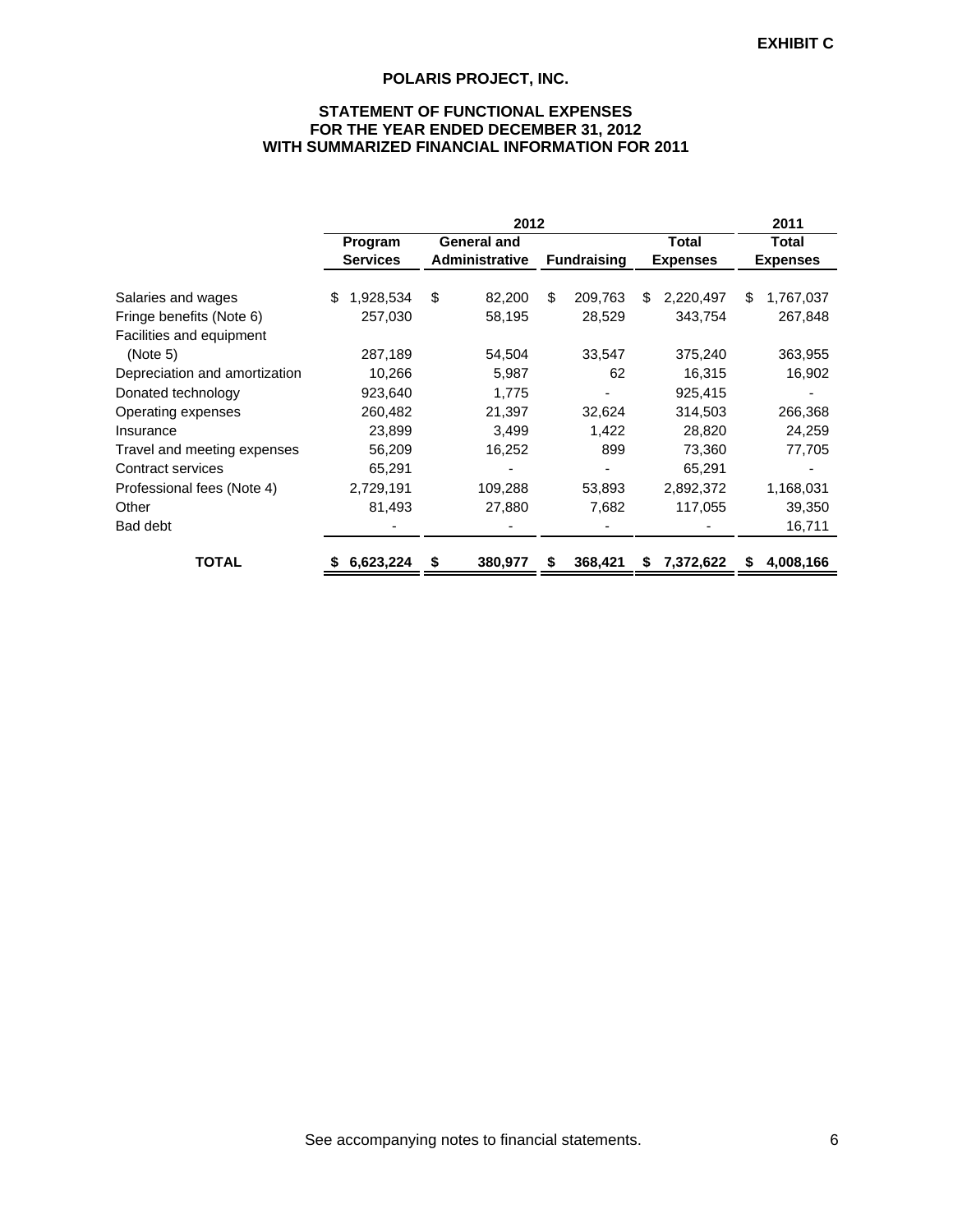**EXHIBIT C**

# POLARIS PROJECT, INC.

## STATEMENT OF FUNCTIONAL EXPENSES
## FOR THE YEAR ENDED DECEMBER 31, 2012
## WITH SUMMARIZED FINANCIAL INFORMATION FOR 2011

| | 2012 | | | | 2011 |
|---|---|---|---|---|---|
| | Program Services | General and Administrative | Fundraising | Total Expenses | Total Expenses |
| Salaries and wages | $ 1,928,534 | $ 82,200 | $ 209,763 | $ 2,220,497 | $ 1,767,037 |
| Fringe benefits (Note 6) | 257,030 | 58,195 | 28,529 | 343,754 | 267,848 |
| Facilities and equipment (Note 5) | 287,189 | 54,504 | 33,547 | 375,240 | 363,955 |
| Depreciation and amortization | 10,266 | 5,987 | 62 | 16,315 | 16,902 |
| Donated technology | 923,640 | 1,775 | - | 925,415 | - |
| Operating expenses | 260,482 | 21,397 | 32,624 | 314,503 | 266,368 |
| Insurance | 23,899 | 3,499 | 1,422 | 28,820 | 24,259 |
| Travel and meeting expenses | 56,209 | 16,252 | 899 | 73,360 | 77,705 |
| Contract services | 65,291 | - | - | 65,291 | - |
| Professional fees (Note 4) | 2,729,191 | 109,288 | 53,893 | 2,892,372 | 1,168,031 |
| Other | 81,493 | 27,880 | 7,682 | 117,055 | 39,350 |
| Bad debt | - | - | - | - | 16,711 |
| **TOTAL** | **$ 6,623,224** | **$ 380,977** | **$ 368,421** | **$ 7,372,622** | **$ 4,008,166** |

See accompanying notes to financial statements.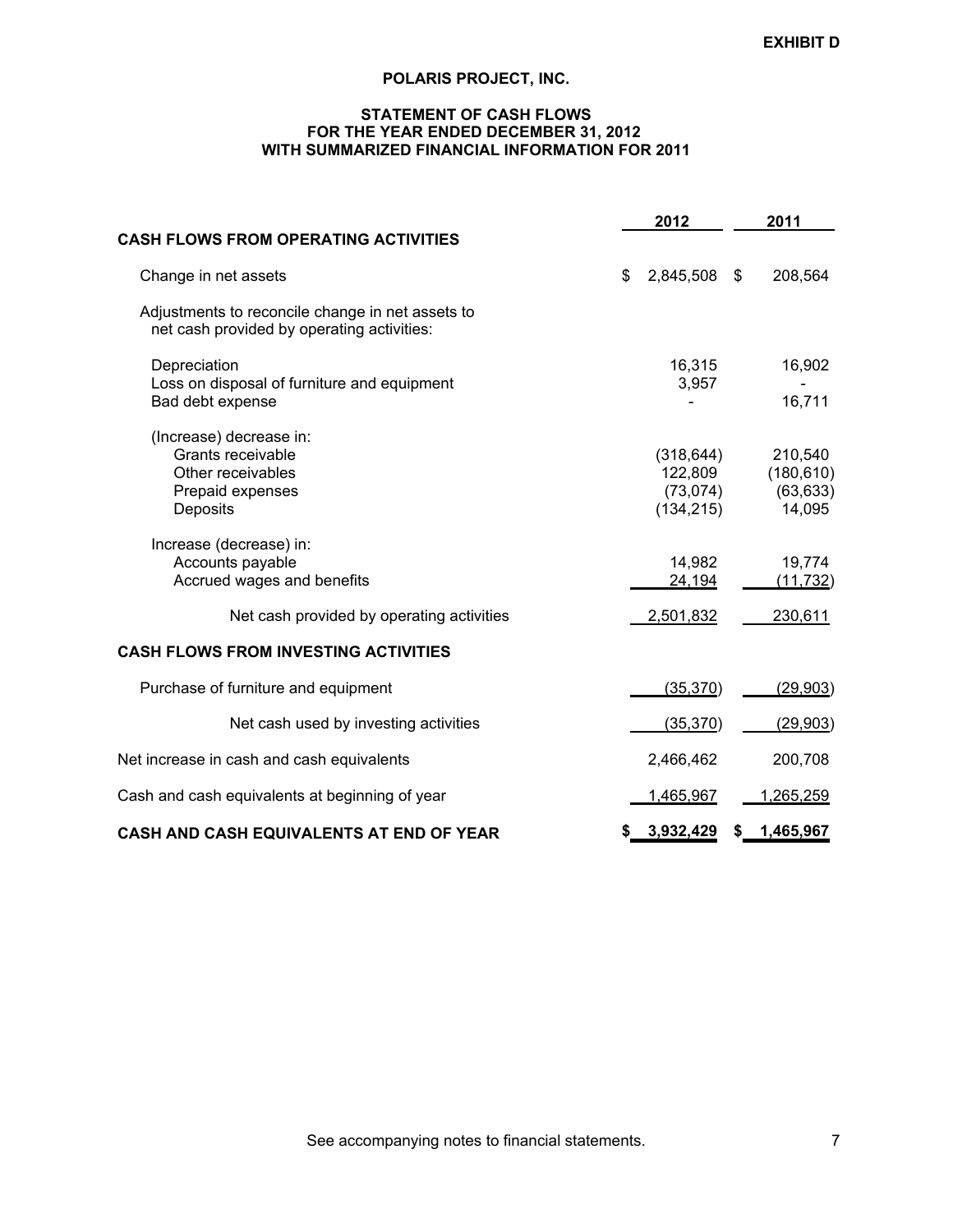EXHIBIT D

# POLARIS PROJECT, INC.

## STATEMENT OF CASH FLOWS
## FOR THE YEAR ENDED DECEMBER 31, 2012
## WITH SUMMARIZED FINANCIAL INFORMATION FOR 2011

| | 2012 | 2011 |
|---|---|---|
| **CASH FLOWS FROM OPERATING ACTIVITIES** | | |
| Change in net assets | $ 2,845,508 | $ 208,564 |
| Adjustments to reconcile change in net assets to net cash provided by operating activities: | | |
| Depreciation | 16,315 | 16,902 |
| Loss on disposal of furniture and equipment | 3,957 | - |
| Bad debt expense | - | 16,711 |
| (Increase) decrease in: | | |
| Grants receivable | (318,644) | 210,540 |
| Other receivables | 122,809 | (180,610) |
| Prepaid expenses | (73,074) | (63,633) |
| Deposits | (134,215) | 14,095 |
| Increase (decrease) in: | | |
| Accounts payable | 14,982 | 19,774 |
| Accrued wages and benefits | 24,194 | (11,732) |
| Net cash provided by operating activities | 2,501,832 | 230,611 |
| **CASH FLOWS FROM INVESTING ACTIVITIES** | | |
| Purchase of furniture and equipment | (35,370) | (29,903) |
| Net cash used by investing activities | (35,370) | (29,903) |
| Net increase in cash and cash equivalents | 2,466,462 | 200,708 |
| Cash and cash equivalents at beginning of year | 1,465,967 | 1,265,259 |
| **CASH AND CASH EQUIVALENTS AT END OF YEAR** | **$ 3,932,429** | **$ 1,465,967** |

See accompanying notes to financial statements.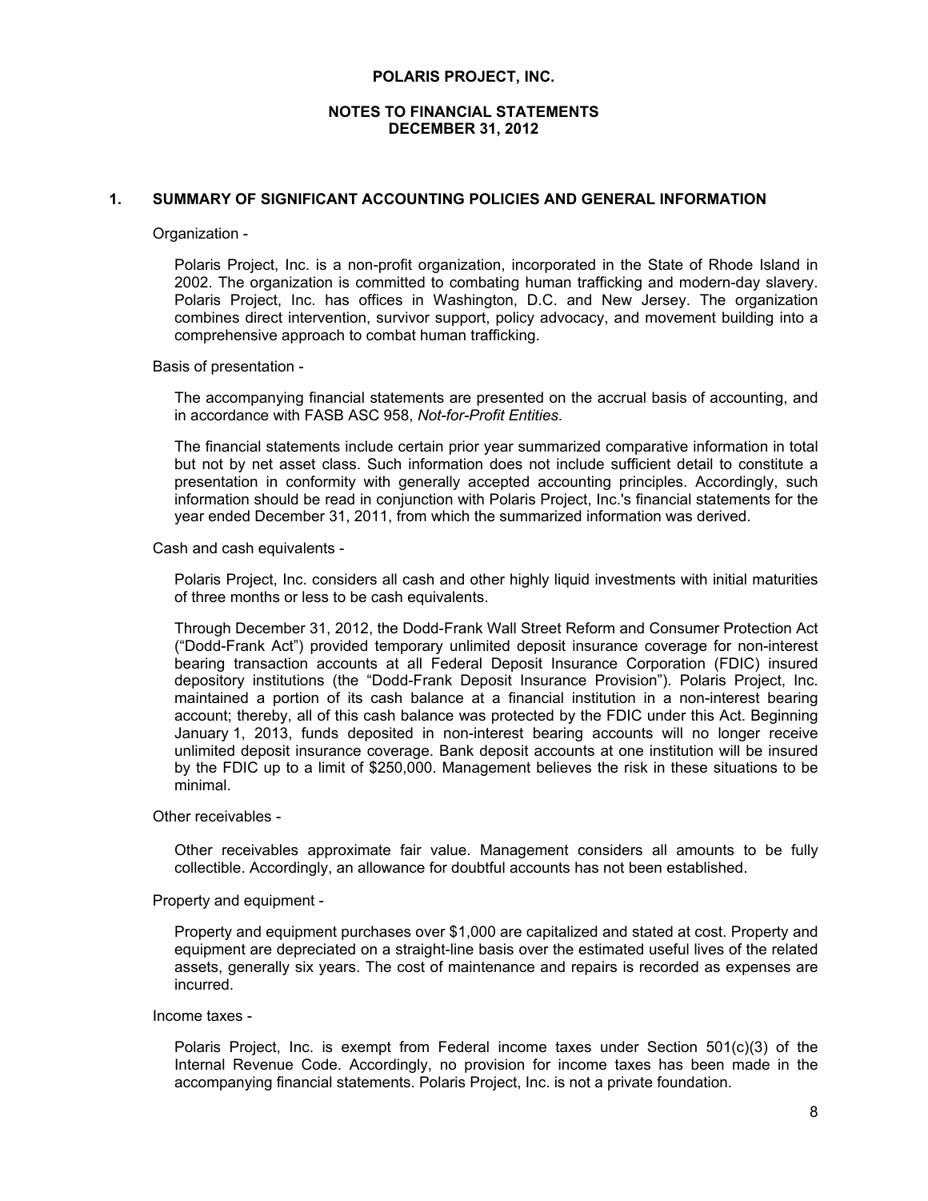**POLARIS PROJECT, INC.**

**NOTES TO FINANCIAL STATEMENTS**
**DECEMBER 31, 2012**

## 1. SUMMARY OF SIGNIFICANT ACCOUNTING POLICIES AND GENERAL INFORMATION

Organization -

Polaris Project, Inc. is a non-profit organization, incorporated in the State of Rhode Island in 2002. The organization is committed to combating human trafficking and modern-day slavery. Polaris Project, Inc. has offices in Washington, D.C. and New Jersey. The organization combines direct intervention, survivor support, policy advocacy, and movement building into a comprehensive approach to combat human trafficking.

Basis of presentation -

The accompanying financial statements are presented on the accrual basis of accounting, and in accordance with FASB ASC 958, *Not-for-Profit Entities*.

The financial statements include certain prior year summarized comparative information in total but not by net asset class. Such information does not include sufficient detail to constitute a presentation in conformity with generally accepted accounting principles. Accordingly, such information should be read in conjunction with Polaris Project, Inc.'s financial statements for the year ended December 31, 2011, from which the summarized information was derived.

Cash and cash equivalents -

Polaris Project, Inc. considers all cash and other highly liquid investments with initial maturities of three months or less to be cash equivalents.

Through December 31, 2012, the Dodd-Frank Wall Street Reform and Consumer Protection Act ("Dodd-Frank Act") provided temporary unlimited deposit insurance coverage for non-interest bearing transaction accounts at all Federal Deposit Insurance Corporation (FDIC) insured depository institutions (the "Dodd-Frank Deposit Insurance Provision"). Polaris Project, Inc. maintained a portion of its cash balance at a financial institution in a non-interest bearing account; thereby, all of this cash balance was protected by the FDIC under this Act. Beginning January 1, 2013, funds deposited in non-interest bearing accounts will no longer receive unlimited deposit insurance coverage. Bank deposit accounts at one institution will be insured by the FDIC up to a limit of $250,000. Management believes the risk in these situations to be minimal.

Other receivables -

Other receivables approximate fair value. Management considers all amounts to be fully collectible. Accordingly, an allowance for doubtful accounts has not been established.

Property and equipment -

Property and equipment purchases over $1,000 are capitalized and stated at cost. Property and equipment are depreciated on a straight-line basis over the estimated useful lives of the related assets, generally six years. The cost of maintenance and repairs is recorded as expenses are incurred.

Income taxes -

Polaris Project, Inc. is exempt from Federal income taxes under Section 501(c)(3) of the Internal Revenue Code. Accordingly, no provision for income taxes has been made in the accompanying financial statements. Polaris Project, Inc. is not a private foundation.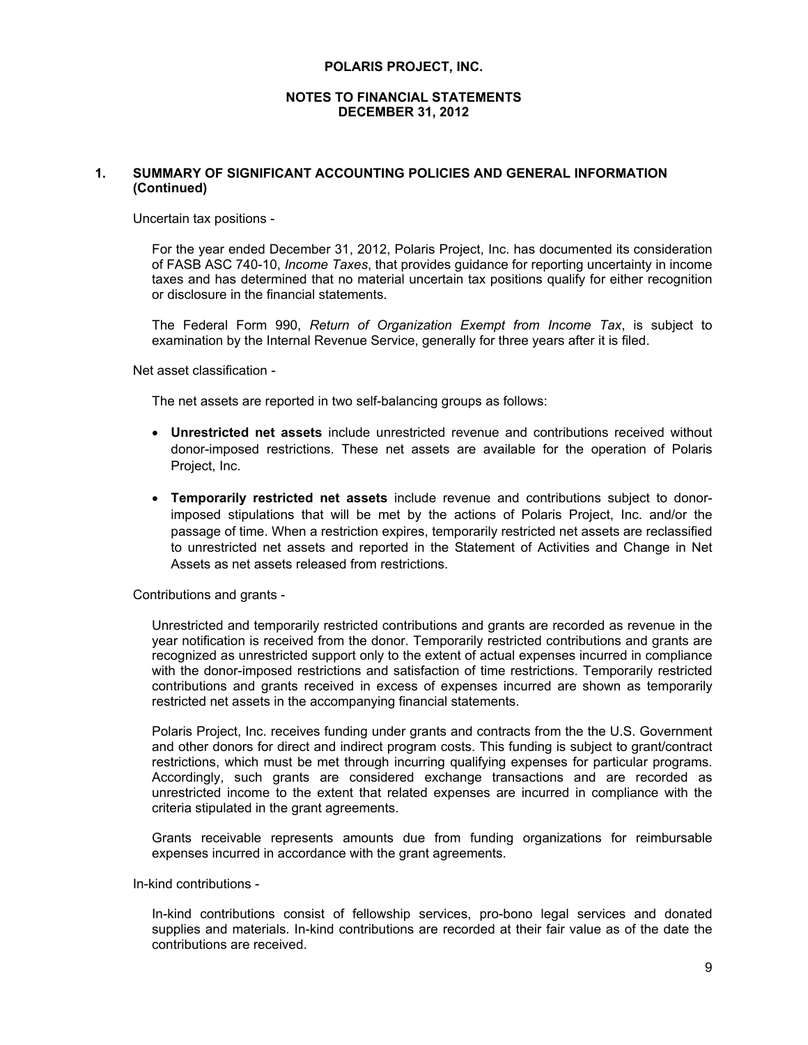**POLARIS PROJECT, INC.**

**NOTES TO FINANCIAL STATEMENTS**
**DECEMBER 31, 2012**

## 1. SUMMARY OF SIGNIFICANT ACCOUNTING POLICIES AND GENERAL INFORMATION (Continued)

Uncertain tax positions -

For the year ended December 31, 2012, Polaris Project, Inc. has documented its consideration of FASB ASC 740-10, *Income Taxes*, that provides guidance for reporting uncertainty in income taxes and has determined that no material uncertain tax positions qualify for either recognition or disclosure in the financial statements.

The Federal Form 990, *Return of Organization Exempt from Income Tax*, is subject to examination by the Internal Revenue Service, generally for three years after it is filed.

Net asset classification -

The net assets are reported in two self-balancing groups as follows:

- **Unrestricted net assets** include unrestricted revenue and contributions received without donor-imposed restrictions. These net assets are available for the operation of Polaris Project, Inc.
- **Temporarily restricted net assets** include revenue and contributions subject to donor-imposed stipulations that will be met by the actions of Polaris Project, Inc. and/or the passage of time. When a restriction expires, temporarily restricted net assets are reclassified to unrestricted net assets and reported in the Statement of Activities and Change in Net Assets as net assets released from restrictions.

Contributions and grants -

Unrestricted and temporarily restricted contributions and grants are recorded as revenue in the year notification is received from the donor. Temporarily restricted contributions and grants are recognized as unrestricted support only to the extent of actual expenses incurred in compliance with the donor-imposed restrictions and satisfaction of time restrictions. Temporarily restricted contributions and grants received in excess of expenses incurred are shown as temporarily restricted net assets in the accompanying financial statements.

Polaris Project, Inc. receives funding under grants and contracts from the the U.S. Government and other donors for direct and indirect program costs. This funding is subject to grant/contract restrictions, which must be met through incurring qualifying expenses for particular programs. Accordingly, such grants are considered exchange transactions and are recorded as unrestricted income to the extent that related expenses are incurred in compliance with the criteria stipulated in the grant agreements.

Grants receivable represents amounts due from funding organizations for reimbursable expenses incurred in accordance with the grant agreements.

In-kind contributions -

In-kind contributions consist of fellowship services, pro-bono legal services and donated supplies and materials. In-kind contributions are recorded at their fair value as of the date the contributions are received.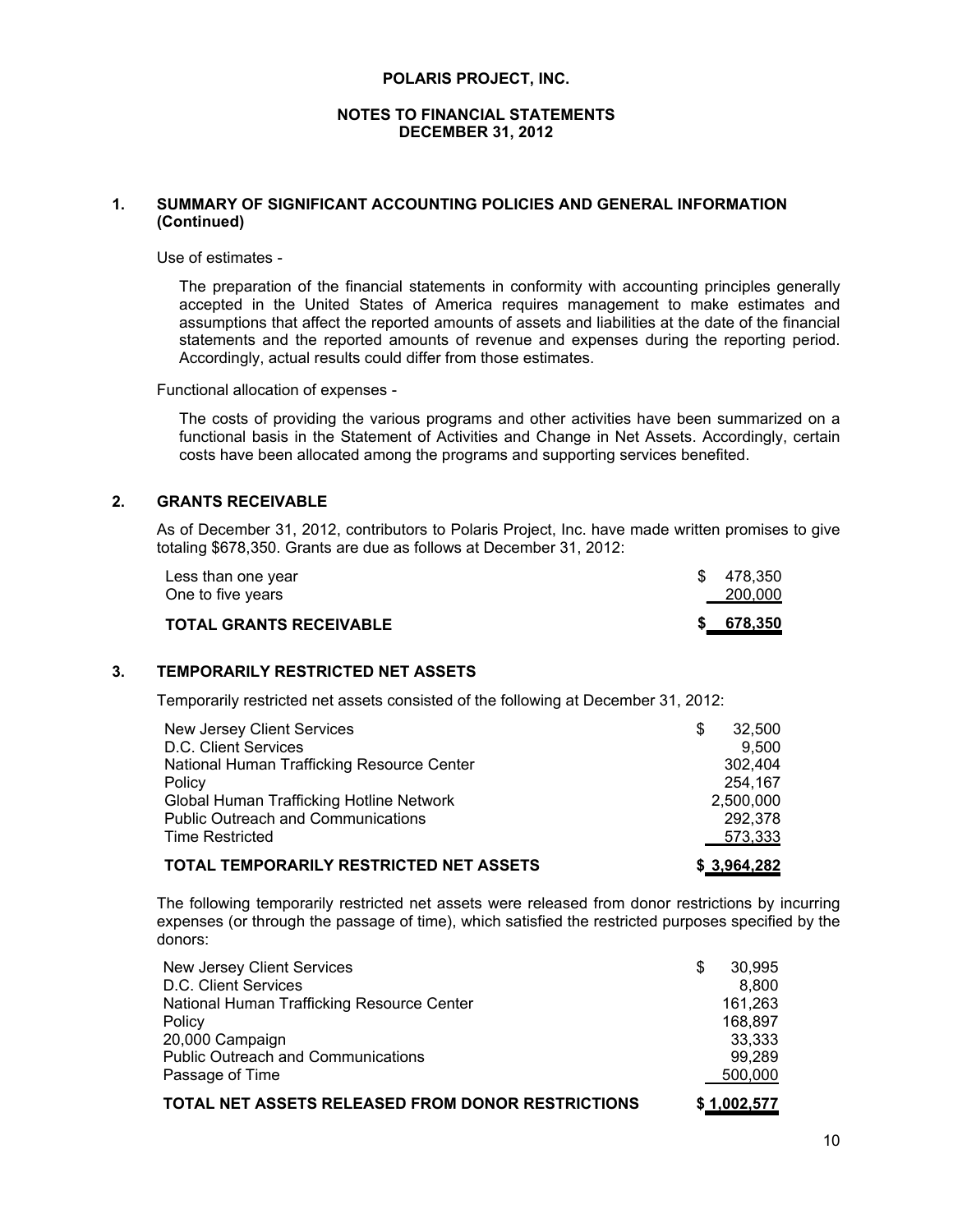**POLARIS PROJECT, INC.**

**NOTES TO FINANCIAL STATEMENTS**
**DECEMBER 31, 2012**

## 1. SUMMARY OF SIGNIFICANT ACCOUNTING POLICIES AND GENERAL INFORMATION (Continued)

Use of estimates -

The preparation of the financial statements in conformity with accounting principles generally accepted in the United States of America requires management to make estimates and assumptions that affect the reported amounts of assets and liabilities at the date of the financial statements and the reported amounts of revenue and expenses during the reporting period. Accordingly, actual results could differ from those estimates.

Functional allocation of expenses -

The costs of providing the various programs and other activities have been summarized on a functional basis in the Statement of Activities and Change in Net Assets. Accordingly, certain costs have been allocated among the programs and supporting services benefited.

## 2. GRANTS RECEIVABLE

As of December 31, 2012, contributors to Polaris Project, Inc. have made written promises to give totaling $678,350. Grants are due as follows at December 31, 2012:

| | |
|---|---:|
| Less than one year | $ 478,350 |
| One to five years | 200,000 |
| **TOTAL GRANTS RECEIVABLE** | **$ 678,350** |

## 3. TEMPORARILY RESTRICTED NET ASSETS

Temporarily restricted net assets consisted of the following at December 31, 2012:

| | |
|---|---:|
| New Jersey Client Services | $ 32,500 |
| D.C. Client Services | 9,500 |
| National Human Trafficking Resource Center | 302,404 |
| Policy | 254,167 |
| Global Human Trafficking Hotline Network | 2,500,000 |
| Public Outreach and Communications | 292,378 |
| Time Restricted | 573,333 |
| **TOTAL TEMPORARILY RESTRICTED NET ASSETS** | **$ 3,964,282** |

The following temporarily restricted net assets were released from donor restrictions by incurring expenses (or through the passage of time), which satisfied the restricted purposes specified by the donors:

| | |
|---|---:|
| New Jersey Client Services | $ 30,995 |
| D.C. Client Services | 8,800 |
| National Human Trafficking Resource Center | 161,263 |
| Policy | 168,897 |
| 20,000 Campaign | 33,333 |
| Public Outreach and Communications | 99,289 |
| Passage of Time | 500,000 |
| **TOTAL NET ASSETS RELEASED FROM DONOR RESTRICTIONS** | **$ 1,002,577** |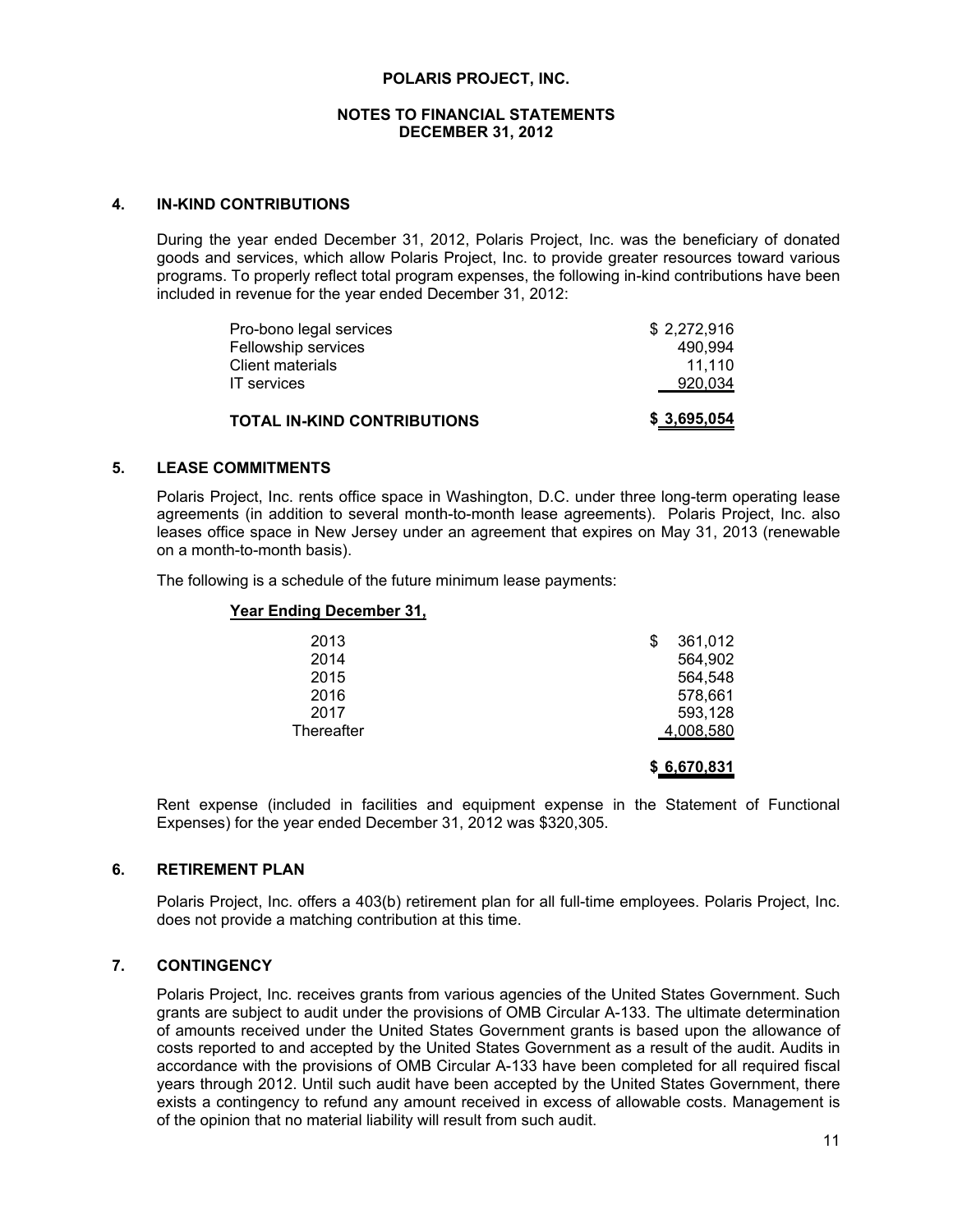# POLARIS PROJECT, INC.

## NOTES TO FINANCIAL STATEMENTS
## DECEMBER 31, 2012

### 4. IN-KIND CONTRIBUTIONS

During the year ended December 31, 2012, Polaris Project, Inc. was the beneficiary of donated goods and services, which allow Polaris Project, Inc. to provide greater resources toward various programs. To properly reflect total program expenses, the following in-kind contributions have been included in revenue for the year ended December 31, 2012:

| | |
|---|---:|
| Pro-bono legal services | $ 2,272,916 |
| Fellowship services | 490,994 |
| Client materials | 11,110 |
| IT services | 920,034 |
| **TOTAL IN-KIND CONTRIBUTIONS** | **$ 3,695,054** |

### 5. LEASE COMMITMENTS

Polaris Project, Inc. rents office space in Washington, D.C. under three long-term operating lease agreements (in addition to several month-to-month lease agreements). Polaris Project, Inc. also leases office space in New Jersey under an agreement that expires on May 31, 2013 (renewable on a month-to-month basis).

The following is a schedule of the future minimum lease payments:

| **Year Ending December 31,** | |
|---|---:|
| 2013 | $ 361,012 |
| 2014 | 564,902 |
| 2015 | 564,548 |
| 2016 | 578,661 |
| 2017 | 593,128 |
| Thereafter | 4,008,580 |
| | **$ 6,670,831** |

Rent expense (included in facilities and equipment expense in the Statement of Functional Expenses) for the year ended December 31, 2012 was $320,305.

### 6. RETIREMENT PLAN

Polaris Project, Inc. offers a 403(b) retirement plan for all full-time employees. Polaris Project, Inc. does not provide a matching contribution at this time.

### 7. CONTINGENCY

Polaris Project, Inc. receives grants from various agencies of the United States Government. Such grants are subject to audit under the provisions of OMB Circular A-133. The ultimate determination of amounts received under the United States Government grants is based upon the allowance of costs reported to and accepted by the United States Government as a result of the audit. Audits in accordance with the provisions of OMB Circular A-133 have been completed for all required fiscal years through 2012. Until such audit have been accepted by the United States Government, there exists a contingency to refund any amount received in excess of allowable costs. Management is of the opinion that no material liability will result from such audit.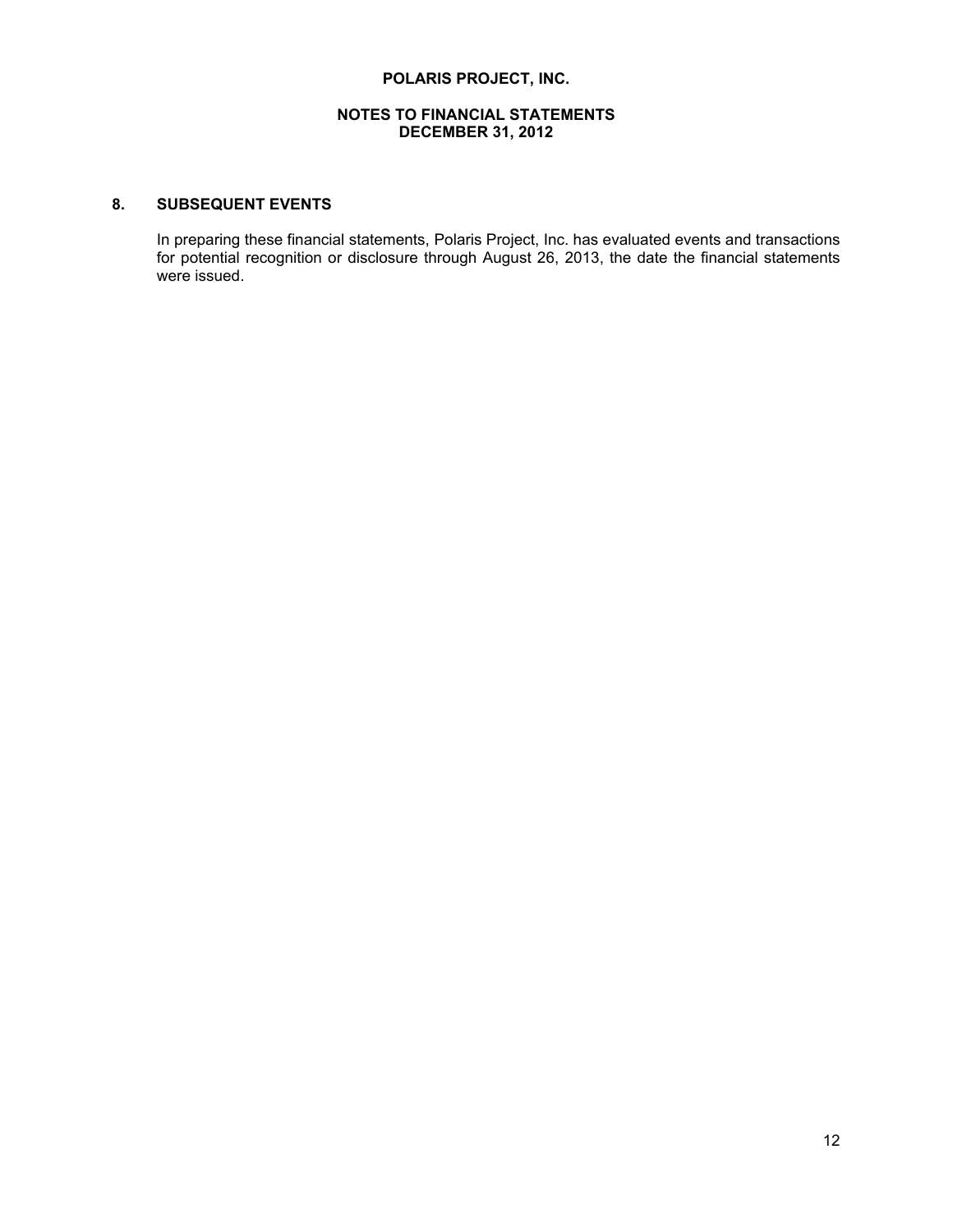# POLARIS PROJECT, INC.

## NOTES TO FINANCIAL STATEMENTS
## DECEMBER 31, 2012

### 8. SUBSEQUENT EVENTS

In preparing these financial statements, Polaris Project, Inc. has evaluated events and transactions for potential recognition or disclosure through August 26, 2013, the date the financial statements were issued.